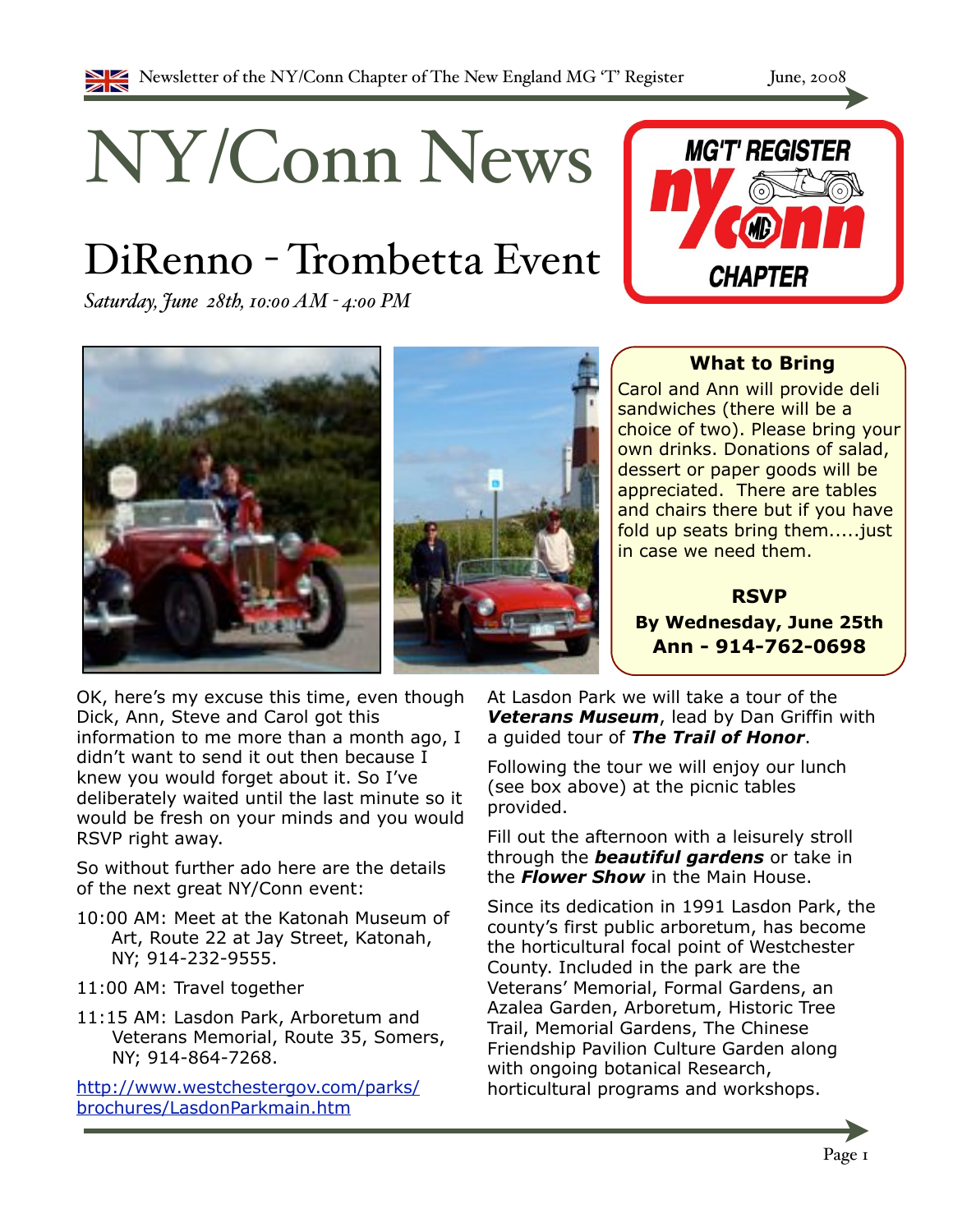# NY/Conn News

## DiRenno - Trombetta Event

*Saturday, June 28th, 10:00 AM - 4:00 PM*

**What to Bring**

Carol and Ann will provide deli sandwiches (there will be a choice of two). Please bring your own drinks. Donations of salad, dessert or paper goods will be appreciated. There are tables and chairs there but if you have fold up seats bring them.....just in case we need them.

**RSVP**

**By Wednesday, June 25th**
**Ann - 914-762-0698**

OK, here's my excuse this time, even though Dick, Ann, Steve and Carol got this information to me more than a month ago, I didn't want to send it out then because I knew you would forget about it. So I've deliberately waited until the last minute so it would be fresh on your minds and you would RSVP right away.

So without further ado here are the details of the next great NY/Conn event:

10:00 AM: Meet at the Katonah Museum of Art, Route 22 at Jay Street, Katonah, NY; 914-232-9555.

11:00 AM: Travel together

11:15 AM: Lasdon Park, Arboretum and Veterans Memorial, Route 35, Somers, NY; 914-864-7268.

http://www.westchestergov.com/parks/brochures/LasdonParkmain.htm

At Lasdon Park we will take a tour of the ***Veterans Museum***, lead by Dan Griffin with a guided tour of ***The Trail of Honor***.

Following the tour we will enjoy our lunch (see box above) at the picnic tables provided.

Fill out the afternoon with a leisurely stroll through the ***beautiful gardens*** or take in the ***Flower Show*** in the Main House.

Since its dedication in 1991 Lasdon Park, the county's first public arboretum, has become the horticultural focal point of Westchester County. Included in the park are the Veterans' Memorial, Formal Gardens, an Azalea Garden, Arboretum, Historic Tree Trail, Memorial Gardens, The Chinese Friendship Pavilion Culture Garden along with ongoing botanical Research, horticultural programs and workshops.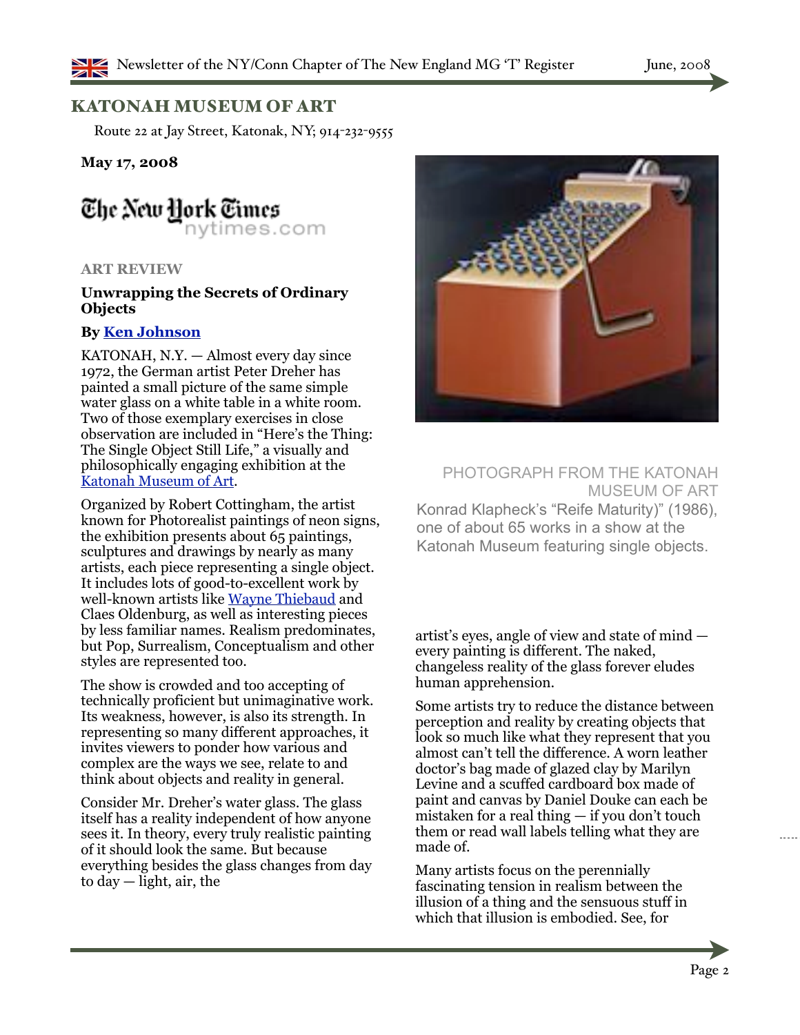## KATONAH MUSEUM OF ART

Route 22 at Jay Street, Katonak, NY; 914-232-9555

**May 17, 2008**

The New York Times
nytimes.com

#### ART REVIEW

### Unwrapping the Secrets of Ordinary Objects

**By [Ken Johnson](#)**

KATONAH, N.Y. — Almost every day since 1972, the German artist Peter Dreher has painted a small picture of the same simple water glass on a white table in a white room. Two of those exemplary exercises in close observation are included in "Here's the Thing: The Single Object Still Life," a visually and philosophically engaging exhibition at the Katonah Museum of Art.

Organized by Robert Cottingham, the artist known for Photorealist paintings of neon signs, the exhibition presents about 65 paintings, sculptures and drawings by nearly as many artists, each piece representing a single object. It includes lots of good-to-excellent work by well-known artists like Wayne Thiebaud and Claes Oldenburg, as well as interesting pieces by less familiar names. Realism predominates, but Pop, Surrealism, Conceptualism and other styles are represented too.

The show is crowded and too accepting of technically proficient but unimaginative work. Its weakness, however, is also its strength. In representing so many different approaches, it invites viewers to ponder how various and complex are the ways we see, relate to and think about objects and reality in general.

Consider Mr. Dreher's water glass. The glass itself has a reality independent of how anyone sees it. In theory, every truly realistic painting of it should look the same. But because everything besides the glass changes from day to day — light, air, the artist's eyes, angle of view and state of mind — every painting is different. The naked, changeless reality of the glass forever eludes human apprehension.

PHOTOGRAPH FROM THE KATONAH MUSEUM OF ART

Konrad Klapheck's "Reife Maturity)" (1986), one of about 65 works in a show at the Katonah Museum featuring single objects.

Some artists try to reduce the distance between perception and reality by creating objects that look so much like what they represent that you almost can't tell the difference. A worn leather doctor's bag made of glazed clay by Marilyn Levine and a scuffed cardboard box made of paint and canvas by Daniel Douke can each be mistaken for a real thing — if you don't touch them or read wall labels telling what they are made of.

Many artists focus on the perennially fascinating tension in realism between the illusion of a thing and the sensuous stuff in which that illusion is embodied. See, for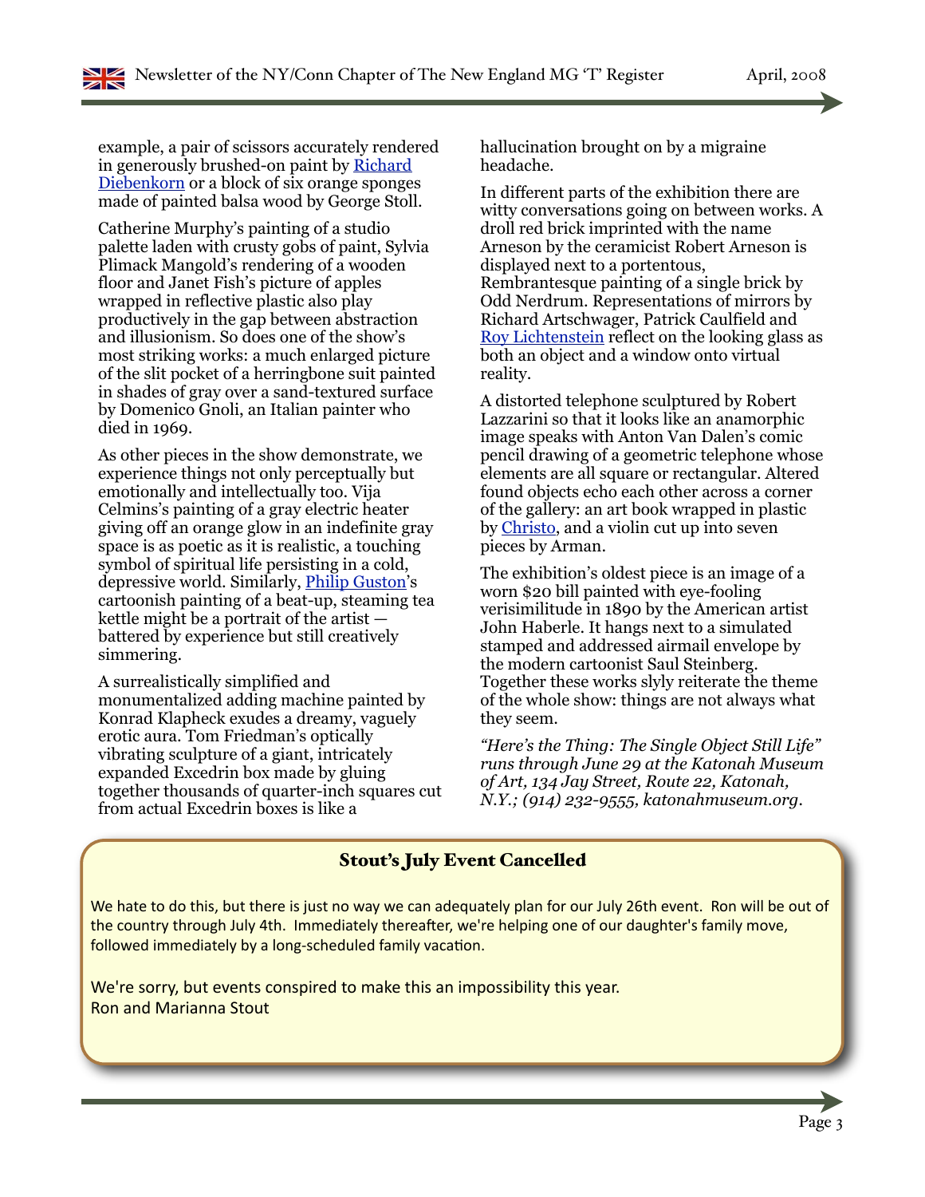example, a pair of scissors accurately rendered in generously brushed-on paint by Richard Diebenkorn or a block of six orange sponges made of painted balsa wood by George Stoll.

Catherine Murphy's painting of a studio palette laden with crusty gobs of paint, Sylvia Plimack Mangold's rendering of a wooden floor and Janet Fish's picture of apples wrapped in reflective plastic also play productively in the gap between abstraction and illusionism. So does one of the show's most striking works: a much enlarged picture of the slit pocket of a herringbone suit painted in shades of gray over a sand-textured surface by Domenico Gnoli, an Italian painter who died in 1969.

As other pieces in the show demonstrate, we experience things not only perceptually but emotionally and intellectually too. Vija Celmins's painting of a gray electric heater giving off an orange glow in an indefinite gray space is as poetic as it is realistic, a touching symbol of spiritual life persisting in a cold, depressive world. Similarly, Philip Guston's cartoonish painting of a beat-up, steaming tea kettle might be a portrait of the artist — battered by experience but still creatively simmering.

A surrealistically simplified and monumentalized adding machine painted by Konrad Klapheck exudes a dreamy, vaguely erotic aura. Tom Friedman's optically vibrating sculpture of a giant, intricately expanded Excedrin box made by gluing together thousands of quarter-inch squares cut from actual Excedrin boxes is like a hallucination brought on by a migraine headache.

In different parts of the exhibition there are witty conversations going on between works. A droll red brick imprinted with the name Arneson by the ceramicist Robert Arneson is displayed next to a portentous, Rembrantesque painting of a single brick by Odd Nerdrum. Representations of mirrors by Richard Artschwager, Patrick Caulfield and Roy Lichtenstein reflect on the looking glass as both an object and a window onto virtual reality.

A distorted telephone sculptured by Robert Lazzarini so that it looks like an anamorphic image speaks with Anton Van Dalen's comic pencil drawing of a geometric telephone whose elements are all square or rectangular. Altered found objects echo each other across a corner of the gallery: an art book wrapped in plastic by Christo, and a violin cut up into seven pieces by Arman.

The exhibition's oldest piece is an image of a worn $20 bill painted with eye-fooling verisimilitude in 1890 by the American artist John Haberle. It hangs next to a simulated stamped and addressed airmail envelope by the modern cartoonist Saul Steinberg. Together these works slyly reiterate the theme of the whole show: things are not always what they seem.

*"Here's the Thing: The Single Object Still Life" runs through June 29 at the Katonah Museum of Art, 134 Jay Street, Route 22, Katonah, N.Y.; (914) 232-9555, katonahmuseum.org.*

## Stout's July Event Cancelled

We hate to do this, but there is just no way we can adequately plan for our July 26th event. Ron will be out of the country through July 4th. Immediately thereafter, we're helping one of our daughter's family move, followed immediately by a long-scheduled family vacation.

We're sorry, but events conspired to make this an impossibility this year.
Ron and Marianna Stout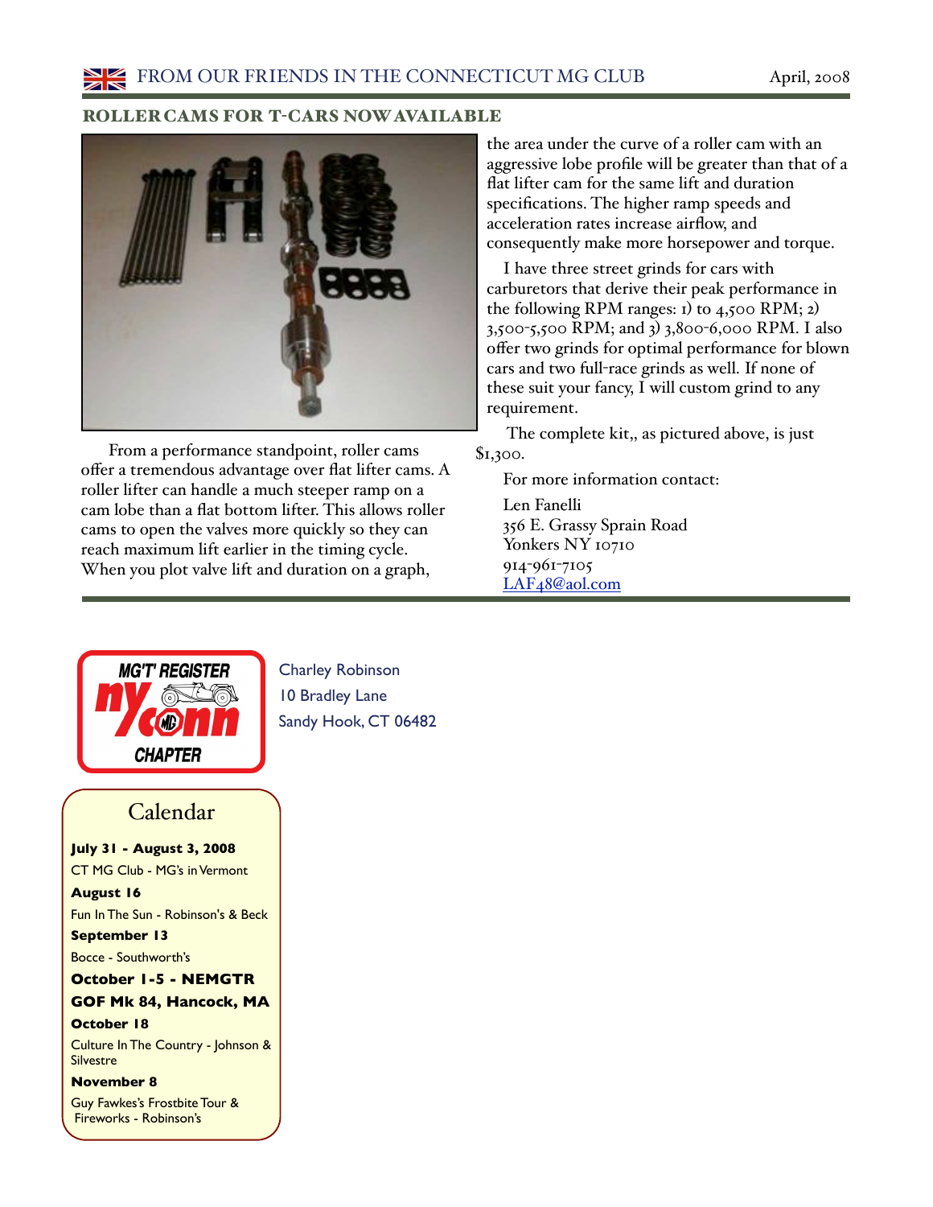## ROLLER CAMS FOR T-CARS NOW AVAILABLE

From a performance standpoint, roller cams offer a tremendous advantage over flat lifter cams. A roller lifter can handle a much steeper ramp on a cam lobe than a flat bottom lifter. This allows roller cams to open the valves more quickly so they can reach maximum lift earlier in the timing cycle. When you plot valve lift and duration on a graph, the area under the curve of a roller cam with an aggressive lobe profile will be greater than that of a flat lifter cam for the same lift and duration specifications. The higher ramp speeds and acceleration rates increase airflow, and consequently make more horsepower and torque.

I have three street grinds for cars with carburetors that derive their peak performance in the following RPM ranges: 1) to 4,500 RPM; 2) 3,500-5,500 RPM; and 3) 3,800-6,000 RPM. I also offer two grinds for optimal performance for blown cars and two full-race grinds as well. If none of these suit your fancy, I will custom grind to any requirement.

The complete kit,, as pictured above, is just $1,300.

For more information contact:

Len Fanelli
356 E. Grassy Sprain Road
Yonkers NY 10710
914-961-7105
LAF48@aol.com

MG'T' REGISTER ny conn CHAPTER

Charley Robinson
10 Bradley Lane
Sandy Hook, CT 06482

## Calendar

**July 31 - August 3, 2008**
CT MG Club - MG's in Vermont

**August 16**
Fun In The Sun - Robinson's & Beck

**September 13**
Bocce - Southworth's

**October 1-5 - NEMGTR GOF Mk 84, Hancock, MA**

**October 18**
Culture In The Country - Johnson & Silvestre

**November 8**
Guy Fawkes's Frostbite Tour & Fireworks - Robinson's